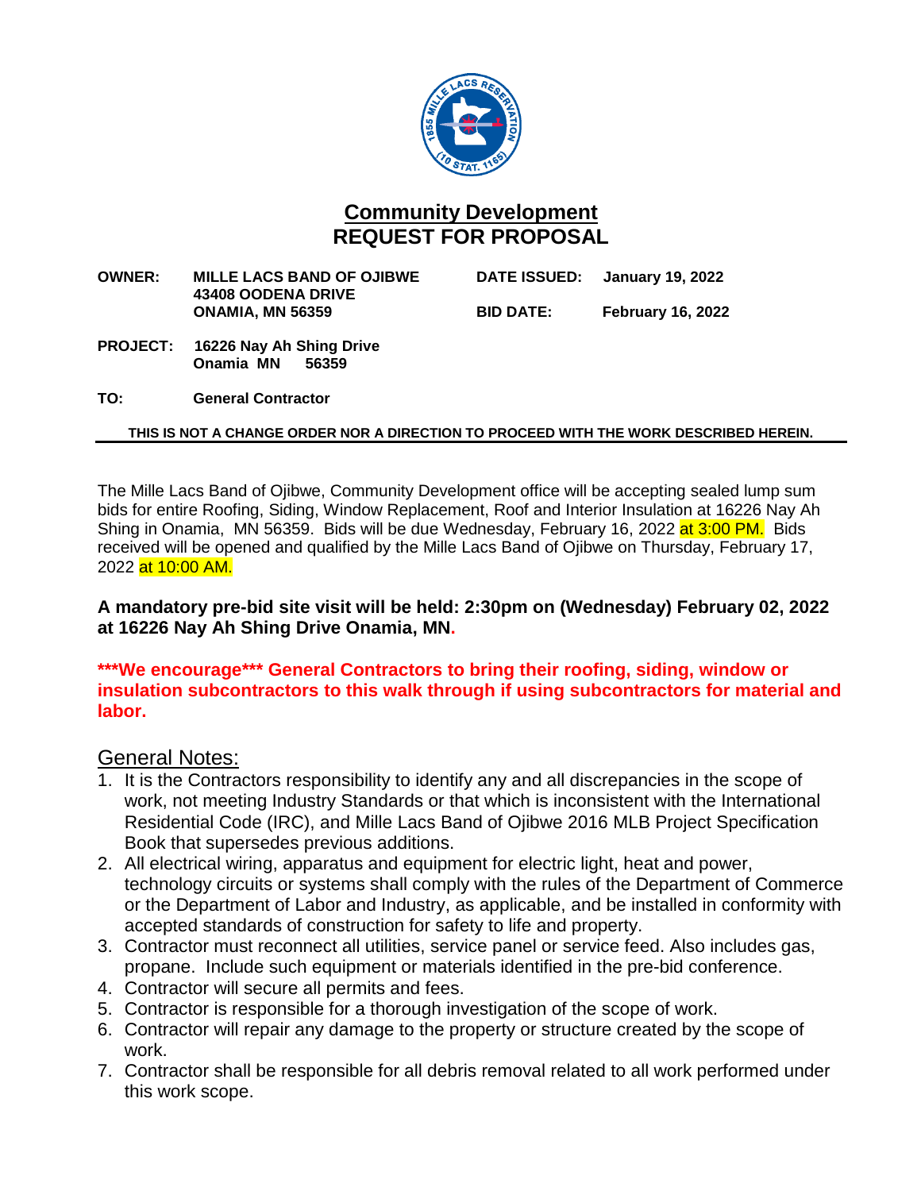## Community Development
## REQUEST FOR PROPOSAL

**OWNER:** **MILLE LACS BAND OF OJIBWE**
**43408 OODENA DRIVE**
**ONAMIA, MN 56359**

**DATE ISSUED:** **January 19, 2022**

**BID DATE:** **February 16, 2022**

**PROJECT:** **16226 Nay Ah Shing Drive**
**Onamia MN 56359**

**TO:** **General Contractor**

**THIS IS NOT A CHANGE ORDER NOR A DIRECTION TO PROCEED WITH THE WORK DESCRIBED HEREIN.**

---

The Mille Lacs Band of Ojibwe, Community Development office will be accepting sealed lump sum bids for entire Roofing, Siding, Window Replacement, Roof and Interior Insulation at 16226 Nay Ah Shing in Onamia, MN 56359. Bids will be due Wednesday, February 16, 2022 at 3:00 PM. Bids received will be opened and qualified by the Mille Lacs Band of Ojibwe on Thursday, February 17, 2022 at 10:00 AM.

**A mandatory pre-bid site visit will be held: 2:30pm on (Wednesday) February 02, 2022 at 16226 Nay Ah Shing Drive Onamia, MN.**

**\*\*\*We encourage\*\*\* General Contractors to bring their roofing, siding, window or insulation subcontractors to this walk through if using subcontractors for material and labor.**

### General Notes:

1. It is the Contractors responsibility to identify any and all discrepancies in the scope of work, not meeting Industry Standards or that which is inconsistent with the International Residential Code (IRC), and Mille Lacs Band of Ojibwe 2016 MLB Project Specification Book that supersedes previous additions.
2. All electrical wiring, apparatus and equipment for electric light, heat and power, technology circuits or systems shall comply with the rules of the Department of Commerce or the Department of Labor and Industry, as applicable, and be installed in conformity with accepted standards of construction for safety to life and property.
3. Contractor must reconnect all utilities, service panel or service feed. Also includes gas, propane. Include such equipment or materials identified in the pre-bid conference.
4. Contractor will secure all permits and fees.
5. Contractor is responsible for a thorough investigation of the scope of work.
6. Contractor will repair any damage to the property or structure created by the scope of work.
7. Contractor shall be responsible for all debris removal related to all work performed under this work scope.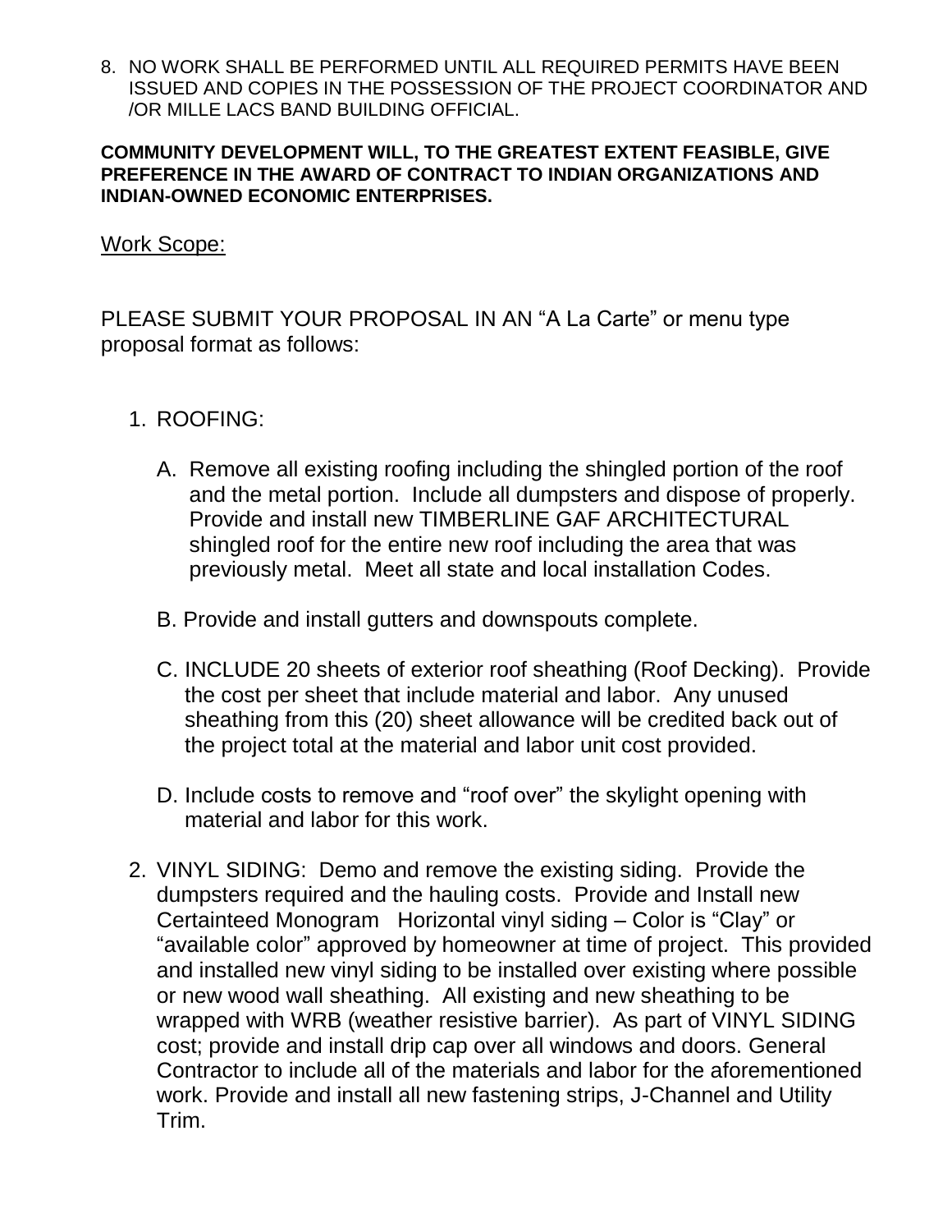8. NO WORK SHALL BE PERFORMED UNTIL ALL REQUIRED PERMITS HAVE BEEN ISSUED AND COPIES IN THE POSSESSION OF THE PROJECT COORDINATOR AND /OR MILLE LACS BAND BUILDING OFFICIAL.

**COMMUNITY DEVELOPMENT WILL, TO THE GREATEST EXTENT FEASIBLE, GIVE PREFERENCE IN THE AWARD OF CONTRACT TO INDIAN ORGANIZATIONS AND INDIAN-OWNED ECONOMIC ENTERPRISES.**

<u>Work Scope:</u>

PLEASE SUBMIT YOUR PROPOSAL IN AN “A La Carte” or menu type proposal format as follows:

1. ROOFING:

   A. Remove all existing roofing including the shingled portion of the roof and the metal portion. Include all dumpsters and dispose of properly. Provide and install new TIMBERLINE GAF ARCHITECTURAL shingled roof for the entire new roof including the area that was previously metal. Meet all state and local installation Codes.

   B. Provide and install gutters and downspouts complete.

   C. INCLUDE 20 sheets of exterior roof sheathing (Roof Decking). Provide the cost per sheet that include material and labor. Any unused sheathing from this (20) sheet allowance will be credited back out of the project total at the material and labor unit cost provided.

   D. Include costs to remove and “roof over” the skylight opening with material and labor for this work.

2. VINYL SIDING: Demo and remove the existing siding. Provide the dumpsters required and the hauling costs. Provide and Install new Certainteed Monogram Horizontal vinyl siding – Color is “Clay” or “available color” approved by homeowner at time of project. This provided and installed new vinyl siding to be installed over existing where possible or new wood wall sheathing. All existing and new sheathing to be wrapped with WRB (weather resistive barrier). As part of VINYL SIDING cost; provide and install drip cap over all windows and doors. General Contractor to include all of the materials and labor for the aforementioned work. Provide and install all new fastening strips, J-Channel and Utility Trim.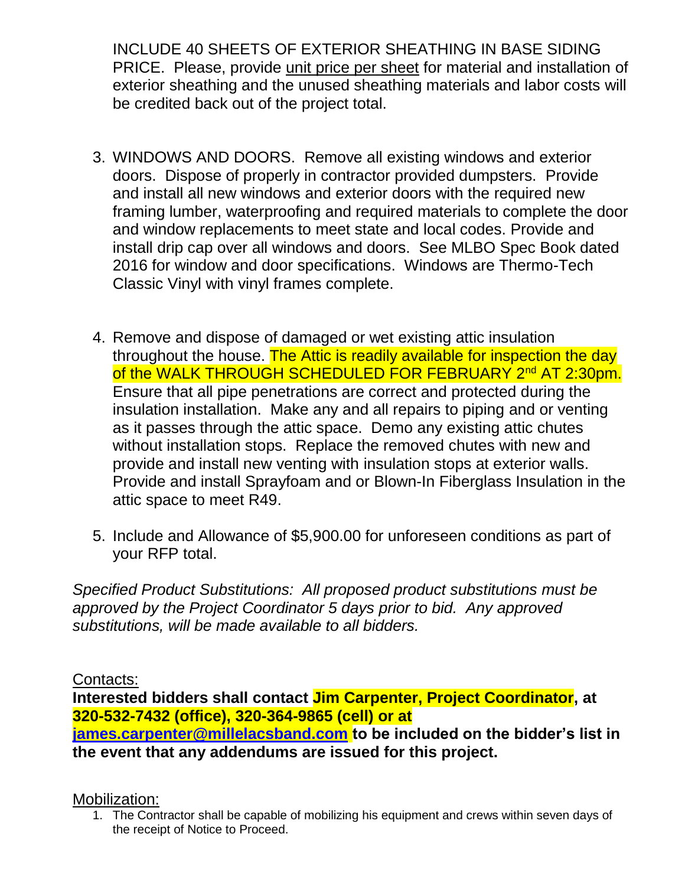INCLUDE 40 SHEETS OF EXTERIOR SHEATHING IN BASE SIDING PRICE. Please, provide unit price per sheet for material and installation of exterior sheathing and the unused sheathing materials and labor costs will be credited back out of the project total.

3. WINDOWS AND DOORS. Remove all existing windows and exterior doors. Dispose of properly in contractor provided dumpsters. Provide and install all new windows and exterior doors with the required new framing lumber, waterproofing and required materials to complete the door and window replacements to meet state and local codes. Provide and install drip cap over all windows and doors. See MLBO Spec Book dated 2016 for window and door specifications. Windows are Thermo-Tech Classic Vinyl with vinyl frames complete.

4. Remove and dispose of damaged or wet existing attic insulation throughout the house. The Attic is readily available for inspection the day of the WALK THROUGH SCHEDULED FOR FEBRUARY 2nd AT 2:30pm. Ensure that all pipe penetrations are correct and protected during the insulation installation. Make any and all repairs to piping and or venting as it passes through the attic space. Demo any existing attic chutes without installation stops. Replace the removed chutes with new and provide and install new venting with insulation stops at exterior walls. Provide and install Sprayfoam and or Blown-In Fiberglass Insulation in the attic space to meet R49.

5. Include and Allowance of $5,900.00 for unforeseen conditions as part of your RFP total.

*Specified Product Substitutions: All proposed product substitutions must be approved by the Project Coordinator 5 days prior to bid. Any approved substitutions, will be made available to all bidders.*

Contacts:

**Interested bidders shall contact Jim Carpenter, Project Coordinator, at 320-532-7432 (office), 320-364-9865 (cell) or at james.carpenter@millelacsband.com to be included on the bidder's list in the event that any addendums are issued for this project.**

Mobilization:

1. The Contractor shall be capable of mobilizing his equipment and crews within seven days of the receipt of Notice to Proceed.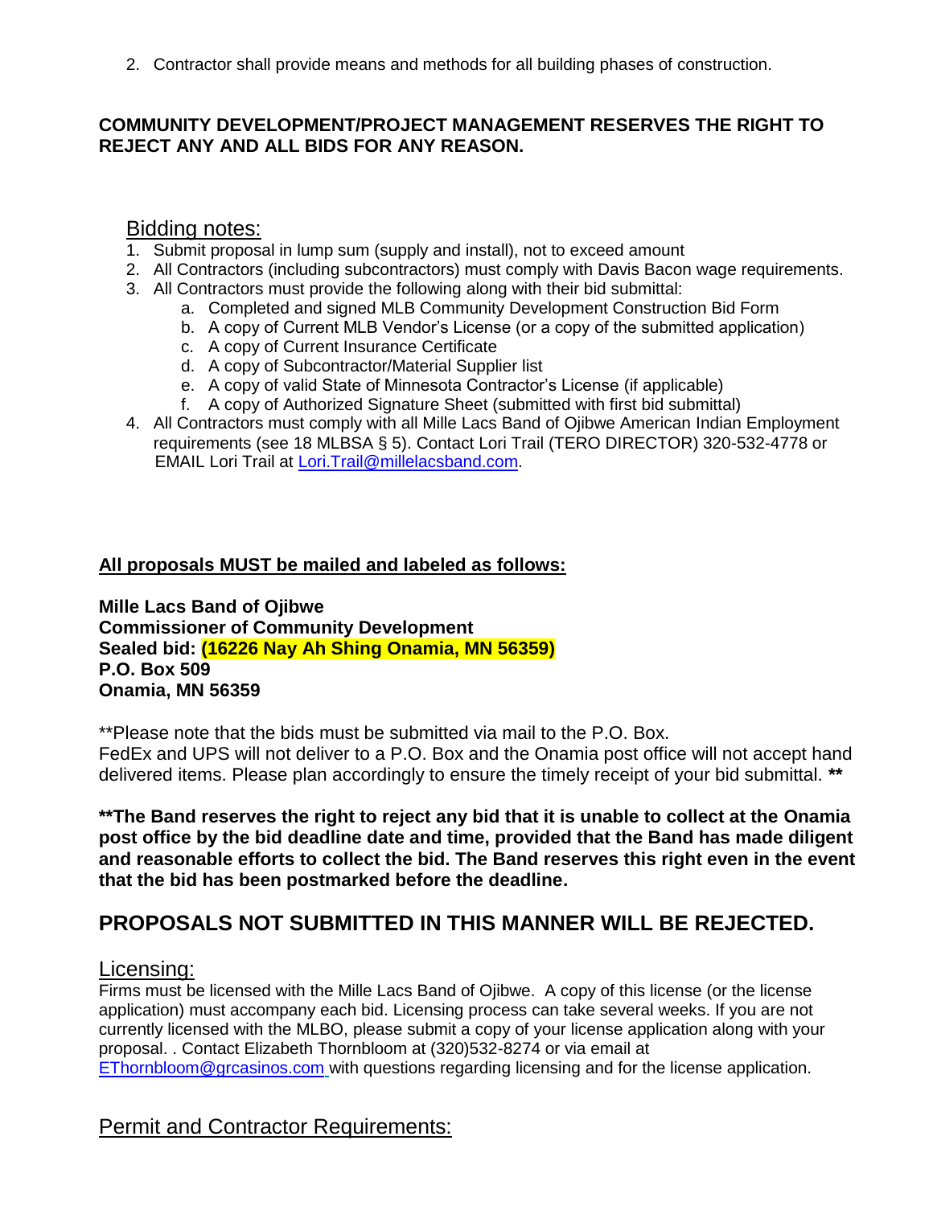2. Contractor shall provide means and methods for all building phases of construction.

**COMMUNITY DEVELOPMENT/PROJECT MANAGEMENT RESERVES THE RIGHT TO REJECT ANY AND ALL BIDS FOR ANY REASON.**

## Bidding notes:

1. Submit proposal in lump sum (supply and install), not to exceed amount
2. All Contractors (including subcontractors) must comply with Davis Bacon wage requirements.
3. All Contractors must provide the following along with their bid submittal:
   a. Completed and signed MLB Community Development Construction Bid Form
   b. A copy of Current MLB Vendor's License (or a copy of the submitted application)
   c. A copy of Current Insurance Certificate
   d. A copy of Subcontractor/Material Supplier list
   e. A copy of valid State of Minnesota Contractor's License (if applicable)
   f. A copy of Authorized Signature Sheet (submitted with first bid submittal)
4. All Contractors must comply with all Mille Lacs Band of Ojibwe American Indian Employment requirements (see 18 MLBSA § 5). Contact Lori Trail (TERO DIRECTOR) 320-532-4778 or EMAIL Lori Trail at Lori.Trail@millelacsband.com.

**All proposals MUST be mailed and labeled as follows:**

**Mille Lacs Band of Ojibwe**
**Commissioner of Community Development**
**Sealed bid: (16226 Nay Ah Shing Onamia, MN 56359)**
**P.O. Box 509**
**Onamia, MN 56359**

**Please note that the bids must be submitted via mail to the P.O. Box. FedEx and UPS will not deliver to a P.O. Box and the Onamia post office will not accept hand delivered items. Please plan accordingly to ensure the timely receipt of your bid submittal. **

****The Band reserves the right to reject any bid that it is unable to collect at the Onamia post office by the bid deadline date and time, provided that the Band has made diligent and reasonable efforts to collect the bid. The Band reserves this right even in the event that the bid has been postmarked before the deadline.**

## PROPOSALS NOT SUBMITTED IN THIS MANNER WILL BE REJECTED.

## Licensing:

Firms must be licensed with the Mille Lacs Band of Ojibwe. A copy of this license (or the license application) must accompany each bid. Licensing process can take several weeks. If you are not currently licensed with the MLBO, please submit a copy of your license application along with your proposal. . Contact Elizabeth Thornbloom at (320)532-8274 or via email at EThornbloom@grcasinos.com with questions regarding licensing and for the license application.

## Permit and Contractor Requirements: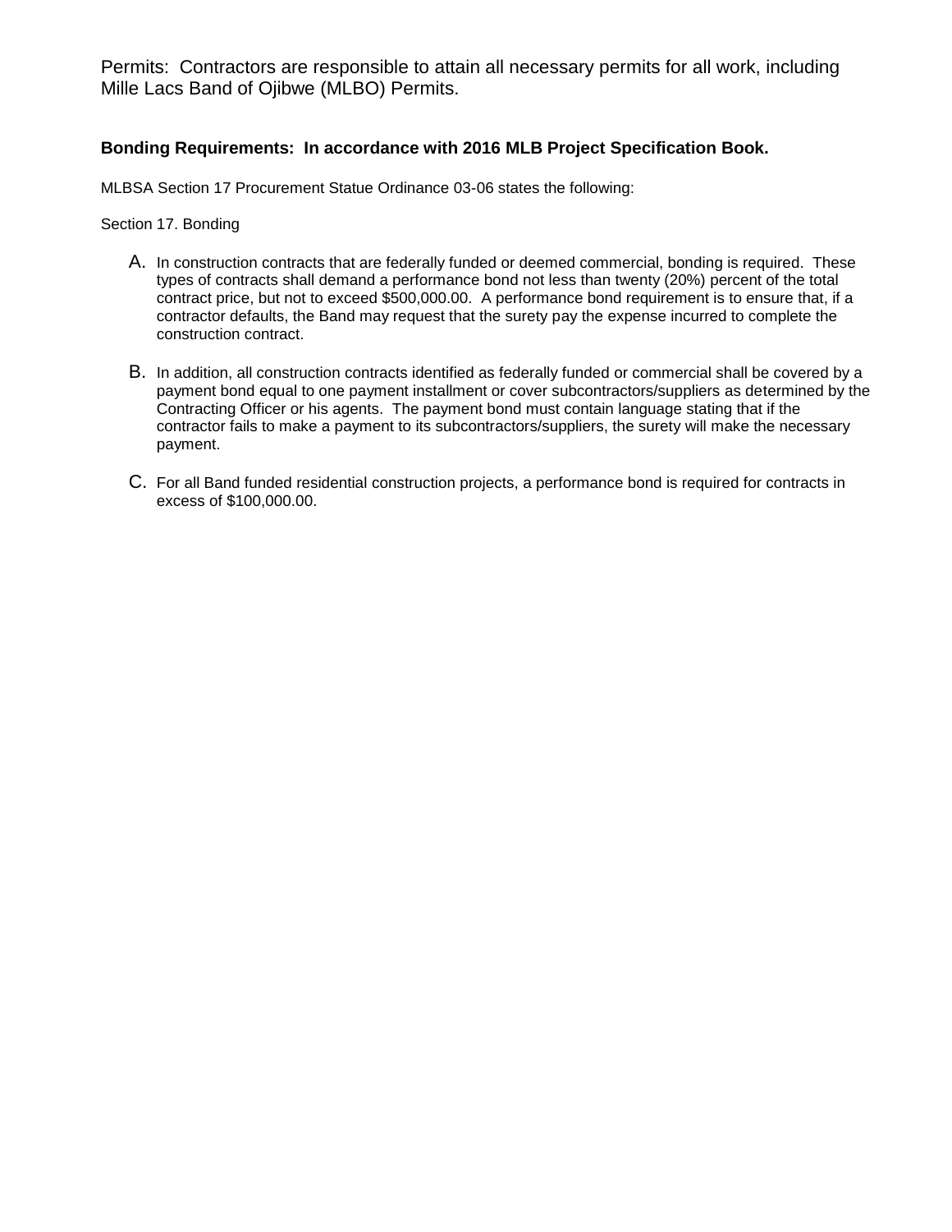Permits: Contractors are responsible to attain all necessary permits for all work, including Mille Lacs Band of Ojibwe (MLBO) Permits.

**Bonding Requirements: In accordance with 2016 MLB Project Specification Book.**

MLBSA Section 17 Procurement Statue Ordinance 03-06 states the following:

Section 17. Bonding

A. In construction contracts that are federally funded or deemed commercial, bonding is required. These types of contracts shall demand a performance bond not less than twenty (20%) percent of the total contract price, but not to exceed $500,000.00. A performance bond requirement is to ensure that, if a contractor defaults, the Band may request that the surety pay the expense incurred to complete the construction contract.

B. In addition, all construction contracts identified as federally funded or commercial shall be covered by a payment bond equal to one payment installment or cover subcontractors/suppliers as determined by the Contracting Officer or his agents. The payment bond must contain language stating that if the contractor fails to make a payment to its subcontractors/suppliers, the surety will make the necessary payment.

C. For all Band funded residential construction projects, a performance bond is required for contracts in excess of $100,000.00.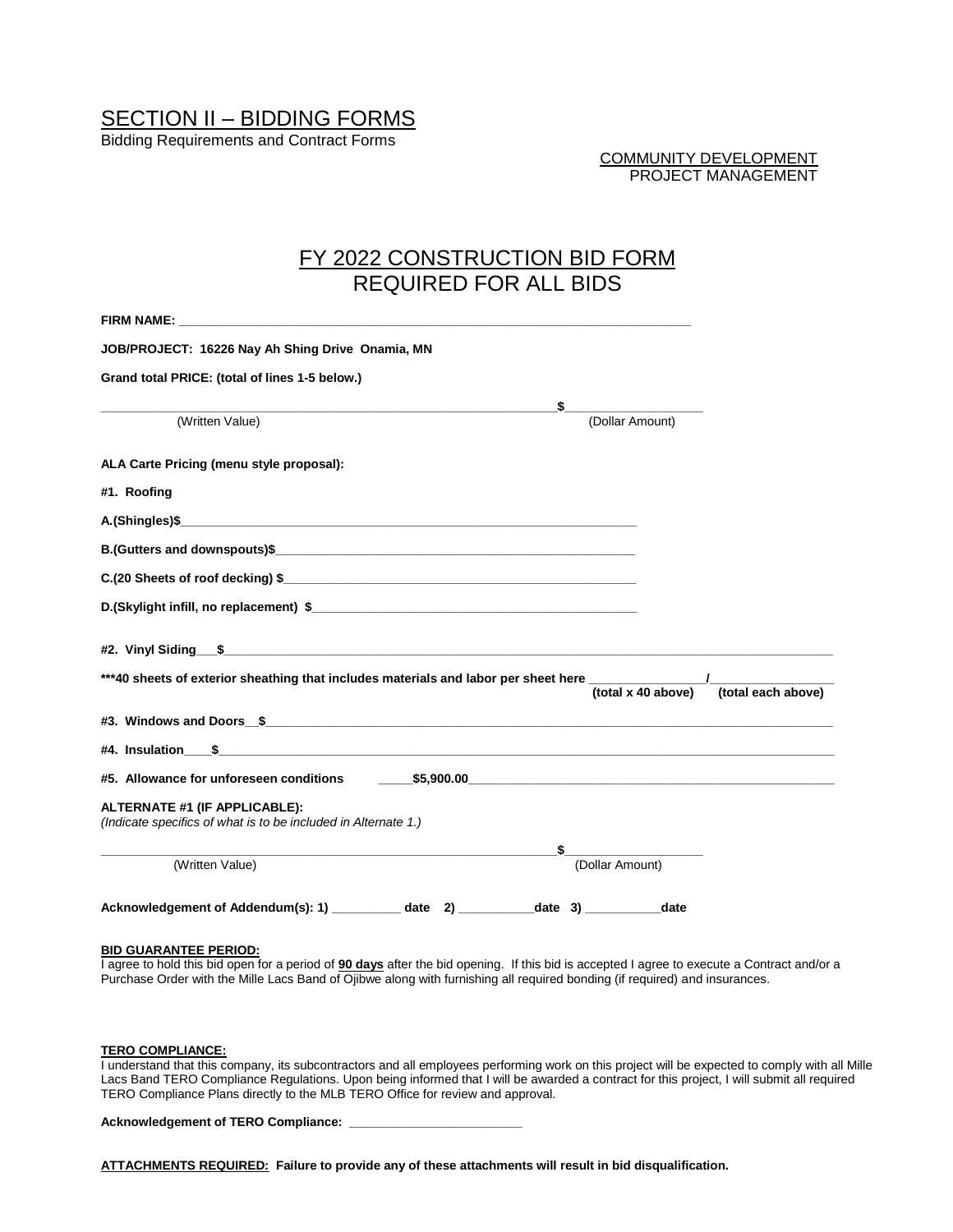# SECTION II – BIDDING FORMS

Bidding Requirements and Contract Forms

COMMUNITY DEVELOPMENT
PROJECT MANAGEMENT

## FY 2022 CONSTRUCTION BID FORM
## REQUIRED FOR ALL BIDS

**FIRM NAME: ______________________________________________________________________**

**JOB/PROJECT: 16226 Nay Ah Shing Drive Onamia, MN**

**Grand total PRICE: (total of lines 1-5 below.)**

______________________________________________________________ $___________________
(Written Value) (Dollar Amount)

**ALA Carte Pricing (menu style proposal):**

**#1. Roofing**

**A.(Shingles)$**______________________________________________________________

**B.(Gutters and downspouts)$**_________________________________________________

**C.(20 Sheets of roof decking) $**_______________________________________________

**D.(Skylight infill, no replacement) $**___________________________________________

**#2. Vinyl Siding___$**_______________________________________________________________________________

**\*\*\*40 sheets of exterior sheathing that includes materials and labor per sheet here** ________________/________________
**(total x 40 above) (total each above)**

**#3. Windows and Doors__$**___________________________________________________________________________

**#4. Insulation____$**________________________________________________________________________________

**#5. Allowance for unforeseen conditions _____$5,900.00**____________________________________________________

**ALTERNATE #1 (IF APPLICABLE):**
*(Indicate specifics of what is to be included in Alternate 1.)*

______________________________________________________________ $___________________
(Written Value) (Dollar Amount)

**Acknowledgement of Addendum(s): 1) __________ date 2) ___________date 3) ___________date**

**BID GUARANTEE PERIOD:**
I agree to hold this bid open for a period of **90 days** after the bid opening. If this bid is accepted I agree to execute a Contract and/or a Purchase Order with the Mille Lacs Band of Ojibwe along with furnishing all required bonding (if required) and insurances.

**TERO COMPLIANCE:**
I understand that this company, its subcontractors and all employees performing work on this project will be expected to comply with all Mille Lacs Band TERO Compliance Regulations. Upon being informed that I will be awarded a contract for this project, I will submit all required TERO Compliance Plans directly to the MLB TERO Office for review and approval.

**Acknowledgement of TERO Compliance: _________________________**

**ATTACHMENTS REQUIRED: Failure to provide any of these attachments will result in bid disqualification.**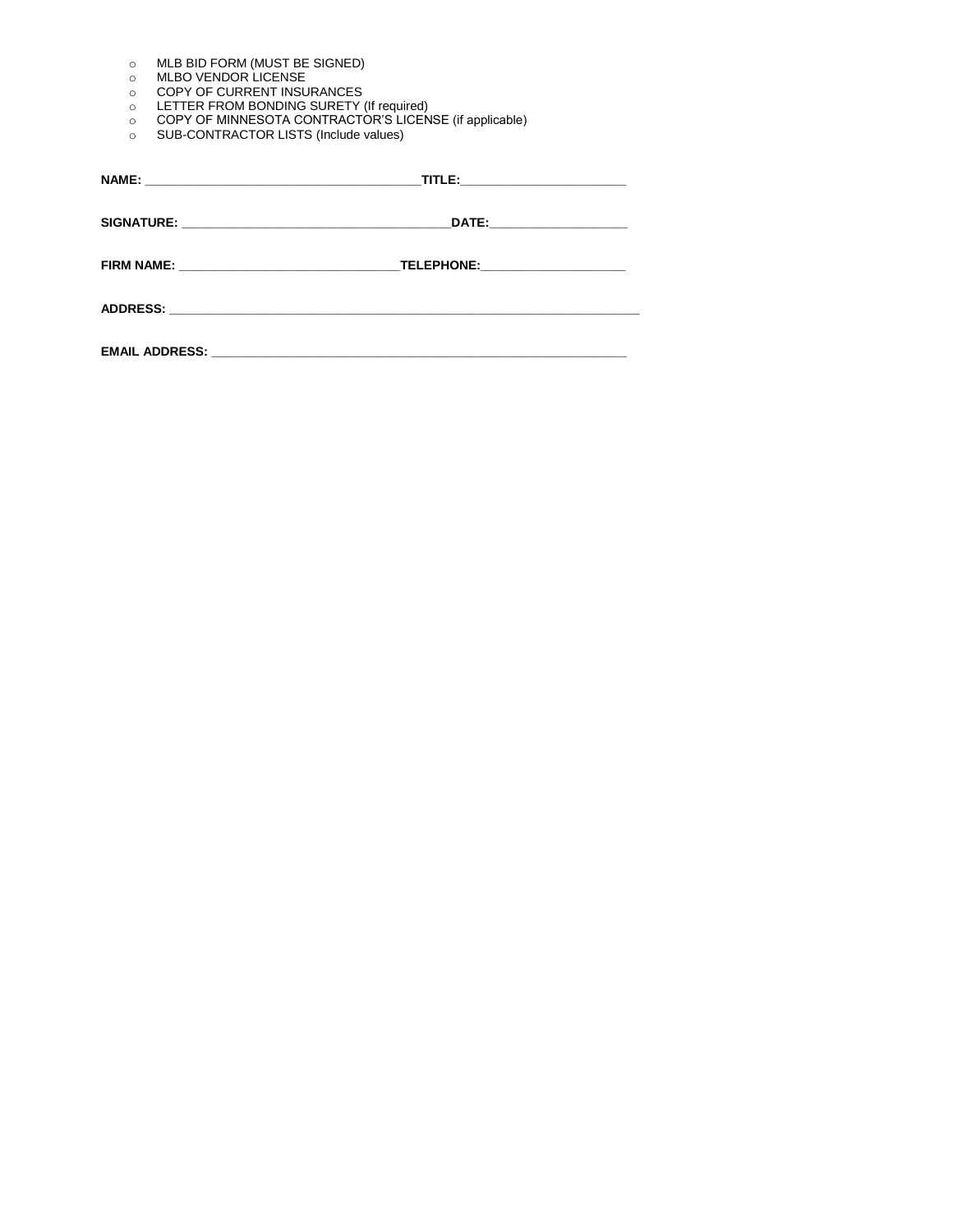- MLB BID FORM (MUST BE SIGNED)
- MLBO VENDOR LICENSE
- COPY OF CURRENT INSURANCES
- LETTER FROM BONDING SURETY (If required)
- COPY OF MINNESOTA CONTRACTOR'S LICENSE (if applicable)
- SUB-CONTRACTOR LISTS (Include values)

**NAME:** ________________________________________ **TITLE:** ________________________

**SIGNATURE:** ________________________________________ **DATE:** ____________________

**FIRM NAME:** ________________________________ **TELEPHONE:** _____________________

**ADDRESS:** _________________________________________________________________________

**EMAIL ADDRESS:** ______________________________________________________________